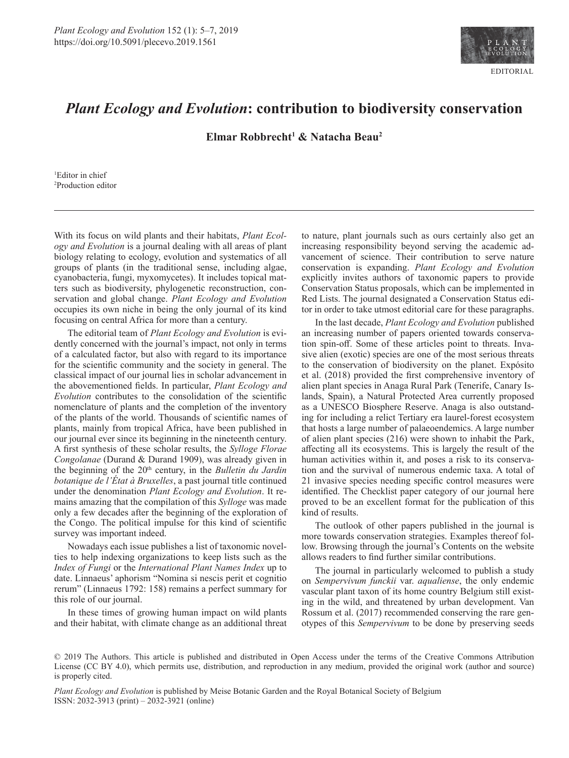EDITORIAL

# *Plant Ecology and Evolution*: contribution to biodiversity conservation

**Elmar Robbrecht[1] & Natacha Beau[2]**

[1]Editor in chief
[2]Production editor

With its focus on wild plants and their habitats, *Plant Ecology and Evolution* is a journal dealing with all areas of plant biology relating to ecology, evolution and systematics of all groups of plants (in the traditional sense, including algae, cyanobacteria, fungi, myxomycetes). It includes topical matters such as biodiversity, phylogenetic reconstruction, conservation and global change. *Plant Ecology and Evolution* occupies its own niche in being the only journal of its kind focusing on central Africa for more than a century.

The editorial team of *Plant Ecology and Evolution* is evidently concerned with the journal's impact, not only in terms of a calculated factor, but also with regard to its importance for the scientific community and the society in general. The classical impact of our journal lies in scholar advancement in the abovementioned fields. In particular, *Plant Ecology and Evolution* contributes to the consolidation of the scientific nomenclature of plants and the completion of the inventory of the plants of the world. Thousands of scientific names of plants, mainly from tropical Africa, have been published in our journal ever since its beginning in the nineteenth century. A first synthesis of these scholar results, the *Sylloge Florae Congolanae* (Durand & Durand 1909), was already given in the beginning of the 20th century, in the *Bulletin du Jardin botanique de l'État à Bruxelles*, a past journal title continued under the denomination *Plant Ecology and Evolution*. It remains amazing that the compilation of this *Sylloge* was made only a few decades after the beginning of the exploration of the Congo. The political impulse for this kind of scientific survey was important indeed.

Nowadays each issue publishes a list of taxonomic novelties to help indexing organizations to keep lists such as the *Index of Fungi* or the *International Plant Names Index* up to date. Linnaeus' aphorism "Nomina si nescis perit et cognitio rerum" (Linnaeus 1792: 158) remains a perfect summary for this role of our journal.

In these times of growing human impact on wild plants and their habitat, with climate change as an additional threat to nature, plant journals such as ours certainly also get an increasing responsibility beyond serving the academic advancement of science. Their contribution to serve nature conservation is expanding. *Plant Ecology and Evolution* explicitly invites authors of taxonomic papers to provide Conservation Status proposals, which can be implemented in Red Lists. The journal designated a Conservation Status editor in order to take utmost editorial care for these paragraphs.

In the last decade, *Plant Ecology and Evolution* published an increasing number of papers oriented towards conservation spin-off. Some of these articles point to threats. Invasive alien (exotic) species are one of the most serious threats to the conservation of biodiversity on the planet. Expósito et al. (2018) provided the first comprehensive inventory of alien plant species in Anaga Rural Park (Tenerife, Canary Islands, Spain), a Natural Protected Area currently proposed as a UNESCO Biosphere Reserve. Anaga is also outstanding for including a relict Tertiary era laurel-forest ecosystem that hosts a large number of palaeoendemics. A large number of alien plant species (216) were shown to inhabit the Park, affecting all its ecosystems. This is largely the result of the human activities within it, and poses a risk to its conservation and the survival of numerous endemic taxa. A total of 21 invasive species needing specific control measures were identified. The Checklist paper category of our journal here proved to be an excellent format for the publication of this kind of results.

The outlook of other papers published in the journal is more towards conservation strategies. Examples thereof follow. Browsing through the journal's Contents on the website allows readers to find further similar contributions.

The journal in particularly welcomed to publish a study on *Sempervivum funckii* var. *aqualiense*, the only endemic vascular plant taxon of its home country Belgium still existing in the wild, and threatened by urban development. Van Rossum et al. (2017) recommended conserving the rare genotypes of this *Sempervivum* to be done by preserving seeds

© 2019 The Authors. This article is published and distributed in Open Access under the terms of the Creative Commons Attribution License (CC BY 4.0), which permits use, distribution, and reproduction in any medium, provided the original work (author and source) is properly cited.

*Plant Ecology and Evolution* is published by Meise Botanic Garden and the Royal Botanical Society of Belgium
ISSN: 2032-3913 (print) – 2032-3921 (online)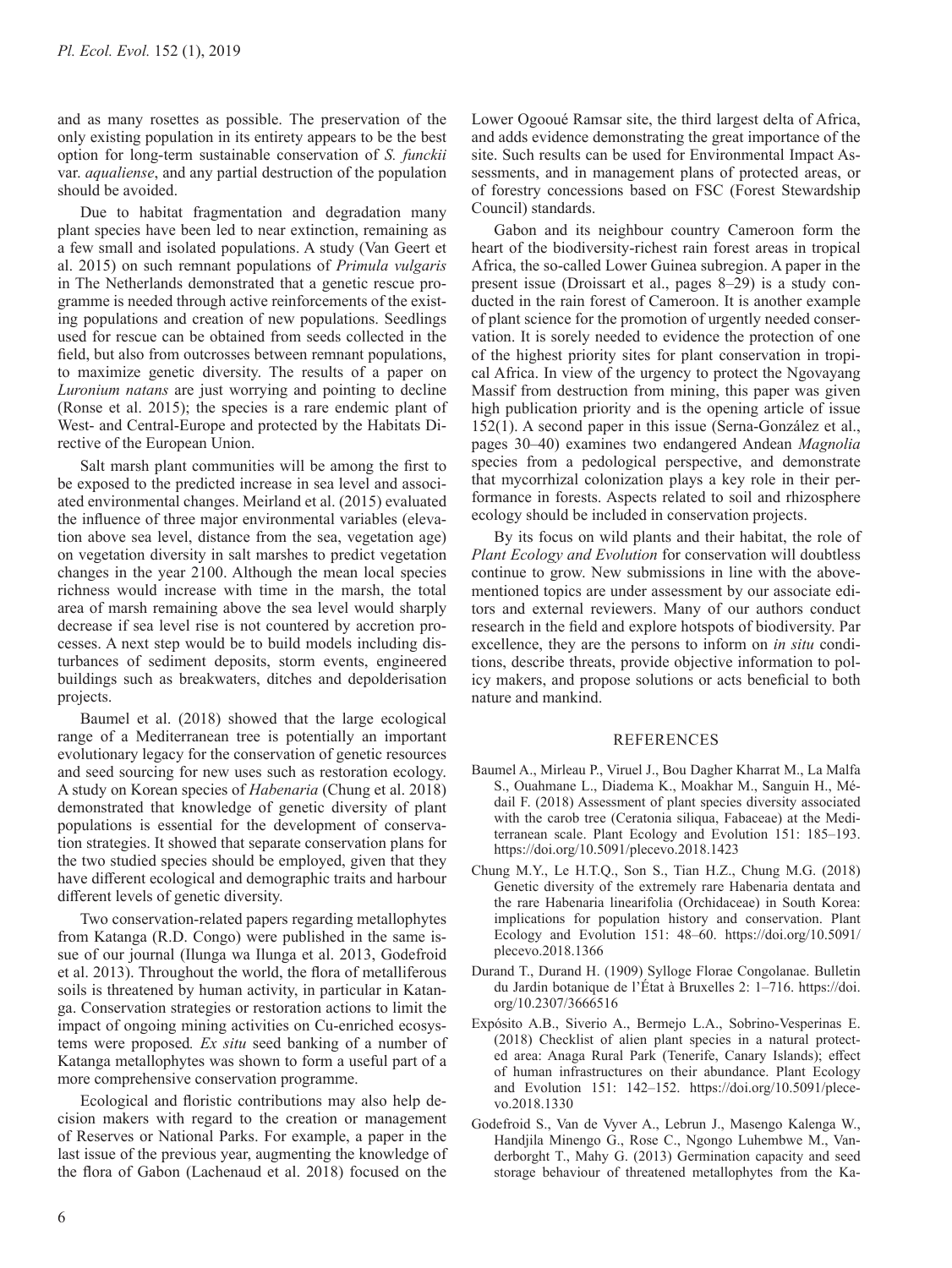and as many rosettes as possible. The preservation of the only existing population in its entirety appears to be the best option for long-term sustainable conservation of *S. funckii* var. *aqualiense*, and any partial destruction of the population should be avoided.

Due to habitat fragmentation and degradation many plant species have been led to near extinction, remaining as a few small and isolated populations. A study (Van Geert et al. 2015) on such remnant populations of *Primula vulgaris* in The Netherlands demonstrated that a genetic rescue programme is needed through active reinforcements of the existing populations and creation of new populations. Seedlings used for rescue can be obtained from seeds collected in the field, but also from outcrosses between remnant populations, to maximize genetic diversity. The results of a paper on *Luronium natans* are just worrying and pointing to decline (Ronse et al. 2015); the species is a rare endemic plant of West- and Central-Europe and protected by the Habitats Directive of the European Union.

Salt marsh plant communities will be among the first to be exposed to the predicted increase in sea level and associated environmental changes. Meirland et al. (2015) evaluated the influence of three major environmental variables (elevation above sea level, distance from the sea, vegetation age) on vegetation diversity in salt marshes to predict vegetation changes in the year 2100. Although the mean local species richness would increase with time in the marsh, the total area of marsh remaining above the sea level would sharply decrease if sea level rise is not countered by accretion processes. A next step would be to build models including disturbances of sediment deposits, storm events, engineered buildings such as breakwaters, ditches and depolderisation projects.

Baumel et al. (2018) showed that the large ecological range of a Mediterranean tree is potentially an important evolutionary legacy for the conservation of genetic resources and seed sourcing for new uses such as restoration ecology. A study on Korean species of *Habenaria* (Chung et al. 2018) demonstrated that knowledge of genetic diversity of plant populations is essential for the development of conservation strategies. It showed that separate conservation plans for the two studied species should be employed, given that they have different ecological and demographic traits and harbour different levels of genetic diversity.

Two conservation-related papers regarding metallophytes from Katanga (R.D. Congo) were published in the same issue of our journal (Ilunga wa Ilunga et al. 2013, Godefroid et al. 2013). Throughout the world, the flora of metalliferous soils is threatened by human activity, in particular in Katanga. Conservation strategies or restoration actions to limit the impact of ongoing mining activities on Cu-enriched ecosystems were proposed. *Ex situ* seed banking of a number of Katanga metallophytes was shown to form a useful part of a more comprehensive conservation programme.

Ecological and floristic contributions may also help decision makers with regard to the creation or management of Reserves or National Parks. For example, a paper in the last issue of the previous year, augmenting the knowledge of the flora of Gabon (Lachenaud et al. 2018) focused on the Lower Ogooué Ramsar site, the third largest delta of Africa, and adds evidence demonstrating the great importance of the site. Such results can be used for Environmental Impact Assessments, and in management plans of protected areas, or of forestry concessions based on FSC (Forest Stewardship Council) standards.

Gabon and its neighbour country Cameroon form the heart of the biodiversity-richest rain forest areas in tropical Africa, the so-called Lower Guinea subregion. A paper in the present issue (Droissart et al., pages 8–29) is a study conducted in the rain forest of Cameroon. It is another example of plant science for the promotion of urgently needed conservation. It is sorely needed to evidence the protection of one of the highest priority sites for plant conservation in tropical Africa. In view of the urgency to protect the Ngovayang Massif from destruction from mining, this paper was given high publication priority and is the opening article of issue 152(1). A second paper in this issue (Serna-González et al., pages 30–40) examines two endangered Andean *Magnolia* species from a pedological perspective, and demonstrate that mycorrhizal colonization plays a key role in their performance in forests. Aspects related to soil and rhizosphere ecology should be included in conservation projects.

By its focus on wild plants and their habitat, the role of *Plant Ecology and Evolution* for conservation will doubtless continue to grow. New submissions in line with the above-mentioned topics are under assessment by our associate editors and external reviewers. Many of our authors conduct research in the field and explore hotspots of biodiversity. Par excellence, they are the persons to inform on *in situ* conditions, describe threats, provide objective information to policy makers, and propose solutions or acts beneficial to both nature and mankind.

## REFERENCES

Baumel A., Mirleau P., Viruel J., Bou Dagher Kharrat M., La Malfa S., Ouahmane L., Diadema K., Moakhar M., Sanguin H., Médail F. (2018) Assessment of plant species diversity associated with the carob tree (Ceratonia siliqua, Fabaceae) at the Mediterranean scale. Plant Ecology and Evolution 151: 185–193. https://doi.org/10.5091/plecevo.2018.1423

Chung M.Y., Le H.T.Q., Son S., Tian H.Z., Chung M.G. (2018) Genetic diversity of the extremely rare Habenaria dentata and the rare Habenaria linearifolia (Orchidaceae) in South Korea: implications for population history and conservation. Plant Ecology and Evolution 151: 48–60. https://doi.org/10.5091/plecevo.2018.1366

Durand T., Durand H. (1909) Sylloge Florae Congolanae. Bulletin du Jardin botanique de l'État à Bruxelles 2: 1–716. https://doi.org/10.2307/3666516

Expósito A.B., Siverio A., Bermejo L.A., Sobrino-Vesperinas E. (2018) Checklist of alien plant species in a natural protected area: Anaga Rural Park (Tenerife, Canary Islands); effect of human infrastructures on their abundance. Plant Ecology and Evolution 151: 142–152. https://doi.org/10.5091/plecevo.2018.1330

Godefroid S., Van de Vyver A., Lebrun J., Masengo Kalenga W., Handjila Minengo G., Rose C., Ngongo Luhembwe M., Vanderborght T., Mahy G. (2013) Germination capacity and seed storage behaviour of threatened metallophytes from the Ka-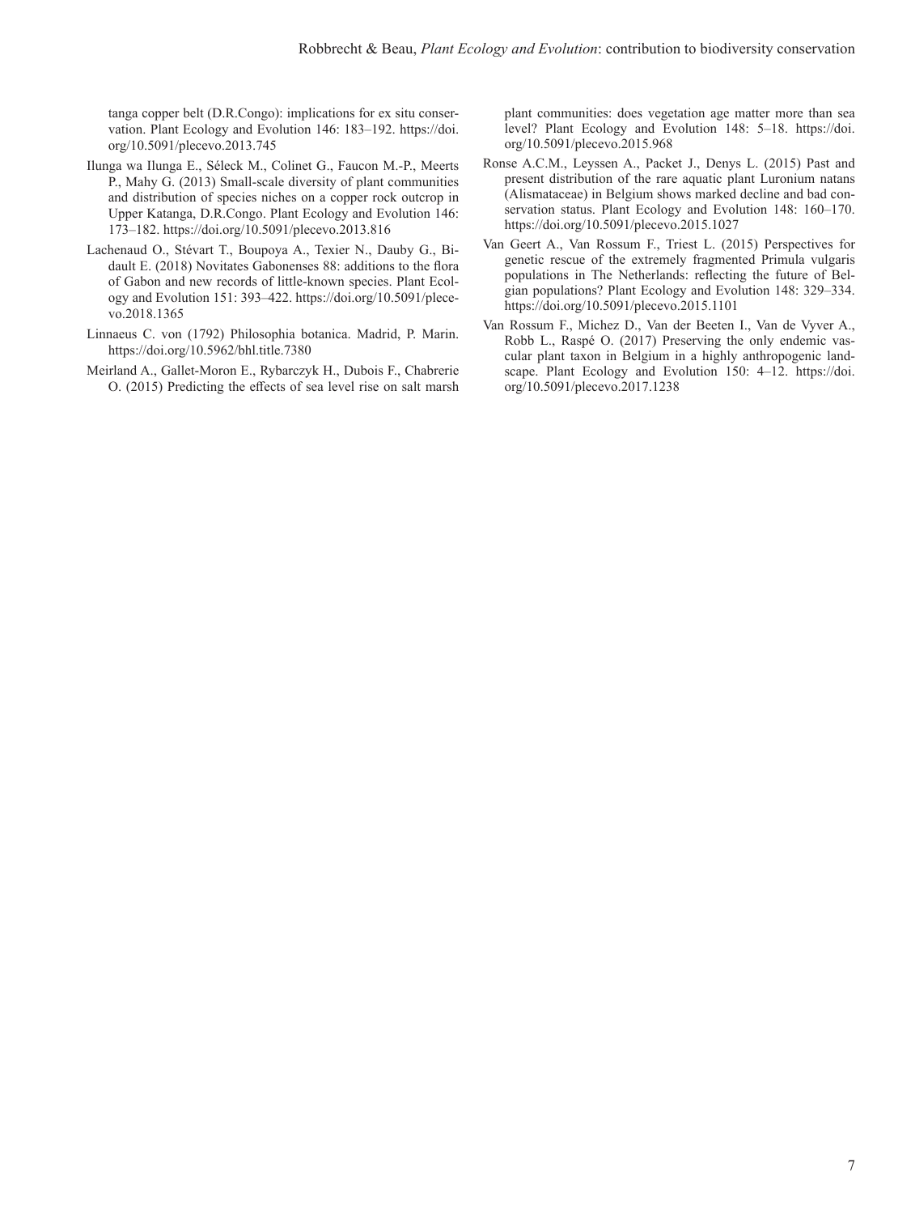tanga copper belt (D.R.Congo): implications for ex situ conservation. Plant Ecology and Evolution 146: 183–192. https://doi.org/10.5091/plecevo.2013.745

Ilunga wa Ilunga E., Séleck M., Colinet G., Faucon M.-P., Meerts P., Mahy G. (2013) Small-scale diversity of plant communities and distribution of species niches on a copper rock outcrop in Upper Katanga, D.R.Congo. Plant Ecology and Evolution 146: 173–182. https://doi.org/10.5091/plecevo.2013.816

Lachenaud O., Stévart T., Boupoya A., Texier N., Dauby G., Bidault E. (2018) Novitates Gabonenses 88: additions to the flora of Gabon and new records of little-known species. Plant Ecology and Evolution 151: 393–422. https://doi.org/10.5091/plecevo.2018.1365

Linnaeus C. von (1792) Philosophia botanica. Madrid, P. Marin. https://doi.org/10.5962/bhl.title.7380

Meirland A., Gallet-Moron E., Rybarczyk H., Dubois F., Chabrerie O. (2015) Predicting the effects of sea level rise on salt marsh plant communities: does vegetation age matter more than sea level? Plant Ecology and Evolution 148: 5–18. https://doi.org/10.5091/plecevo.2015.968

Ronse A.C.M., Leyssen A., Packet J., Denys L. (2015) Past and present distribution of the rare aquatic plant Luronium natans (Alismataceae) in Belgium shows marked decline and bad conservation status. Plant Ecology and Evolution 148: 160–170. https://doi.org/10.5091/plecevo.2015.1027

Van Geert A., Van Rossum F., Triest L. (2015) Perspectives for genetic rescue of the extremely fragmented Primula vulgaris populations in The Netherlands: reflecting the future of Belgian populations? Plant Ecology and Evolution 148: 329–334. https://doi.org/10.5091/plecevo.2015.1101

Van Rossum F., Michez D., Van der Beeten I., Van de Vyver A., Robb L., Raspé O. (2017) Preserving the only endemic vascular plant taxon in Belgium in a highly anthropogenic landscape. Plant Ecology and Evolution 150: 4–12. https://doi.org/10.5091/plecevo.2017.1238